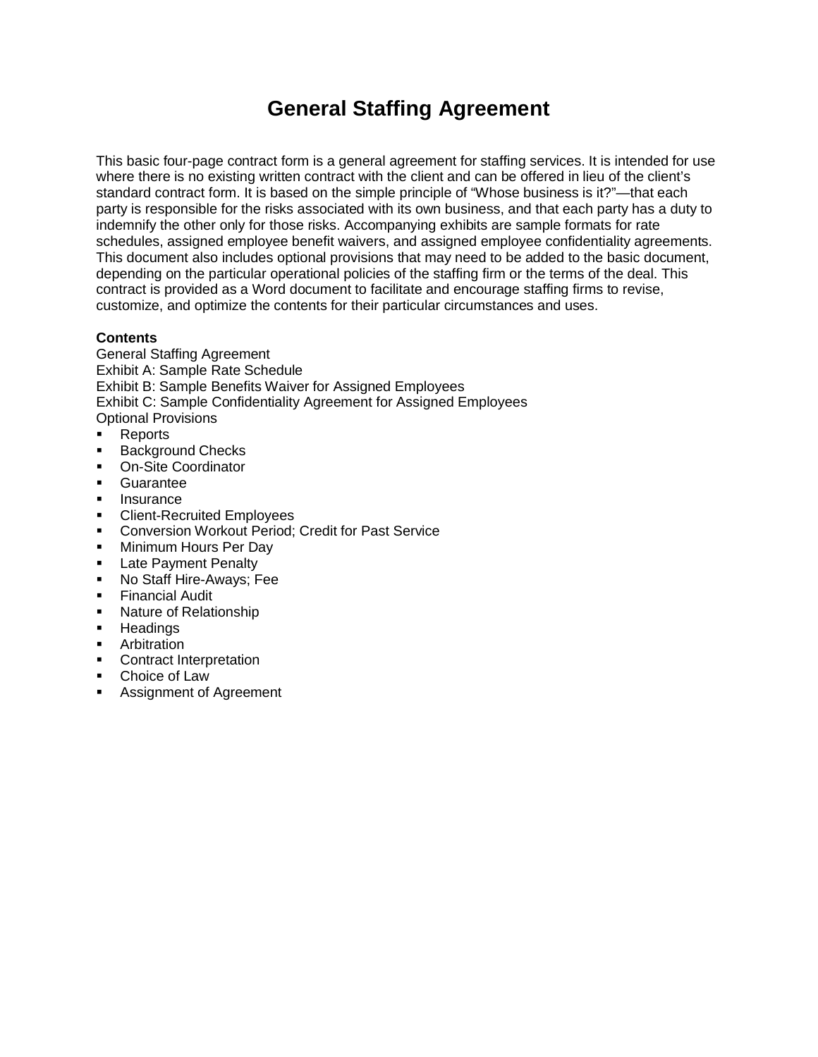# General Staffing Agreement

This basic four-page contract form is a general agreement for staffing services. It is intended for use where there is no existing written contract with the client and can be offered in lieu of the client's standard contract form. It is based on the simple principle of "Whose business is it?"—that each party is responsible for the risks associated with its own business, and that each party has a duty to indemnify the other only for those risks. Accompanying exhibits are sample formats for rate schedules, assigned employee benefit waivers, and assigned employee confidentiality agreements. This document also includes optional provisions that may need to be added to the basic document, depending on the particular operational policies of the staffing firm or the terms of the deal. This contract is provided as a Word document to facilitate and encourage staffing firms to revise, customize, and optimize the contents for their particular circumstances and uses.

**Contents**

General Staffing Agreement
Exhibit A: Sample Rate Schedule
Exhibit B: Sample Benefits Waiver for Assigned Employees
Exhibit C: Sample Confidentiality Agreement for Assigned Employees
Optional Provisions

- Reports
- Background Checks
- On-Site Coordinator
- Guarantee
- Insurance
- Client-Recruited Employees
- Conversion Workout Period; Credit for Past Service
- Minimum Hours Per Day
- Late Payment Penalty
- No Staff Hire-Aways; Fee
- Financial Audit
- Nature of Relationship
- Headings
- Arbitration
- Contract Interpretation
- Choice of Law
- Assignment of Agreement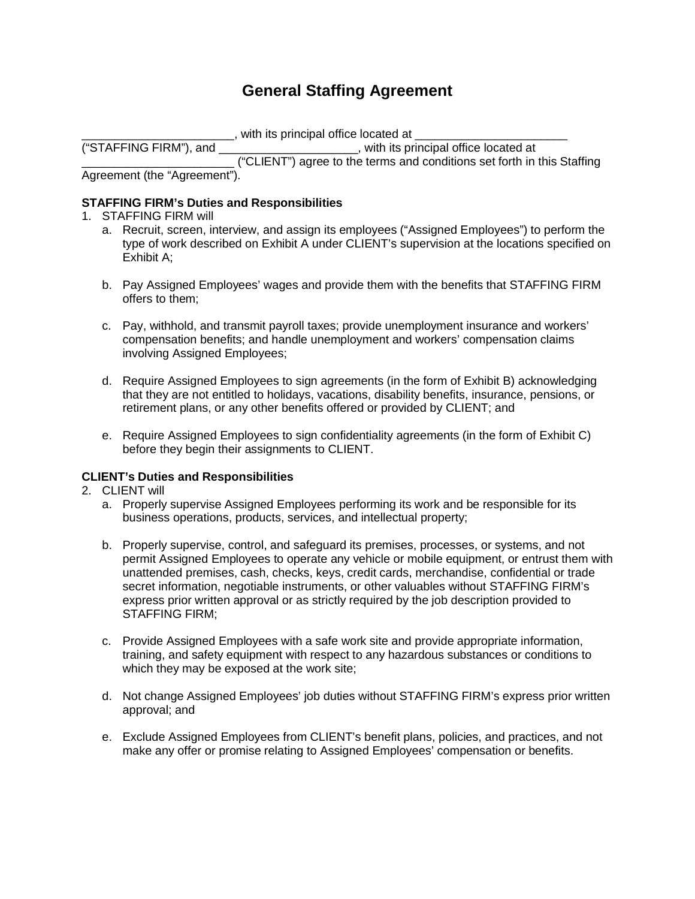# General Staffing Agreement

_______________________, with its principal office located at _______________________ ("STAFFING FIRM"), and _____________________, with its principal office located at _______________________ ("CLIENT") agree to the terms and conditions set forth in this Staffing Agreement (the "Agreement").

**STAFFING FIRM's Duties and Responsibilities**

1. STAFFING FIRM will
   a. Recruit, screen, interview, and assign its employees ("Assigned Employees") to perform the type of work described on Exhibit A under CLIENT's supervision at the locations specified on Exhibit A;

   b. Pay Assigned Employees' wages and provide them with the benefits that STAFFING FIRM offers to them;

   c. Pay, withhold, and transmit payroll taxes; provide unemployment insurance and workers' compensation benefits; and handle unemployment and workers' compensation claims involving Assigned Employees;

   d. Require Assigned Employees to sign agreements (in the form of Exhibit B) acknowledging that they are not entitled to holidays, vacations, disability benefits, insurance, pensions, or retirement plans, or any other benefits offered or provided by CLIENT; and

   e. Require Assigned Employees to sign confidentiality agreements (in the form of Exhibit C) before they begin their assignments to CLIENT.

**CLIENT's Duties and Responsibilities**

2. CLIENT will
   a. Properly supervise Assigned Employees performing its work and be responsible for its business operations, products, services, and intellectual property;

   b. Properly supervise, control, and safeguard its premises, processes, or systems, and not permit Assigned Employees to operate any vehicle or mobile equipment, or entrust them with unattended premises, cash, checks, keys, credit cards, merchandise, confidential or trade secret information, negotiable instruments, or other valuables without STAFFING FIRM's express prior written approval or as strictly required by the job description provided to STAFFING FIRM;

   c. Provide Assigned Employees with a safe work site and provide appropriate information, training, and safety equipment with respect to any hazardous substances or conditions to which they may be exposed at the work site;

   d. Not change Assigned Employees' job duties without STAFFING FIRM's express prior written approval; and

   e. Exclude Assigned Employees from CLIENT's benefit plans, policies, and practices, and not make any offer or promise relating to Assigned Employees' compensation or benefits.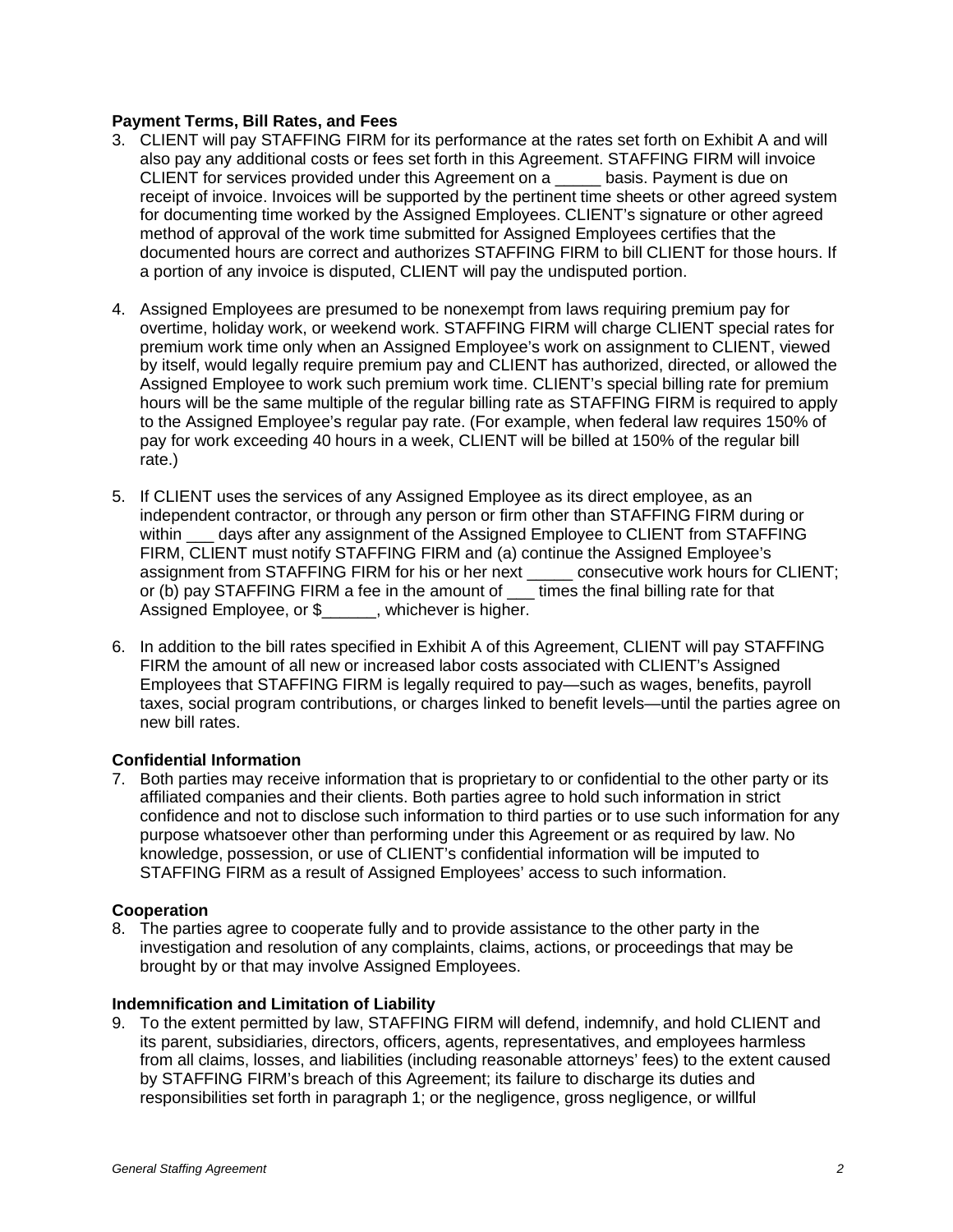**Payment Terms, Bill Rates, and Fees**

3. CLIENT will pay STAFFING FIRM for its performance at the rates set forth on Exhibit A and will also pay any additional costs or fees set forth in this Agreement. STAFFING FIRM will invoice CLIENT for services provided under this Agreement on a _____ basis. Payment is due on receipt of invoice. Invoices will be supported by the pertinent time sheets or other agreed system for documenting time worked by the Assigned Employees. CLIENT's signature or other agreed method of approval of the work time submitted for Assigned Employees certifies that the documented hours are correct and authorizes STAFFING FIRM to bill CLIENT for those hours. If a portion of any invoice is disputed, CLIENT will pay the undisputed portion.

4. Assigned Employees are presumed to be nonexempt from laws requiring premium pay for overtime, holiday work, or weekend work. STAFFING FIRM will charge CLIENT special rates for premium work time only when an Assigned Employee's work on assignment to CLIENT, viewed by itself, would legally require premium pay and CLIENT has authorized, directed, or allowed the Assigned Employee to work such premium work time. CLIENT's special billing rate for premium hours will be the same multiple of the regular billing rate as STAFFING FIRM is required to apply to the Assigned Employee's regular pay rate. (For example, when federal law requires 150% of pay for work exceeding 40 hours in a week, CLIENT will be billed at 150% of the regular bill rate.)

5. If CLIENT uses the services of any Assigned Employee as its direct employee, as an independent contractor, or through any person or firm other than STAFFING FIRM during or within ___ days after any assignment of the Assigned Employee to CLIENT from STAFFING FIRM, CLIENT must notify STAFFING FIRM and (a) continue the Assigned Employee's assignment from STAFFING FIRM for his or her next _____ consecutive work hours for CLIENT; or (b) pay STAFFING FIRM a fee in the amount of ___ times the final billing rate for that Assigned Employee, or $______, whichever is higher.

6. In addition to the bill rates specified in Exhibit A of this Agreement, CLIENT will pay STAFFING FIRM the amount of all new or increased labor costs associated with CLIENT's Assigned Employees that STAFFING FIRM is legally required to pay—such as wages, benefits, payroll taxes, social program contributions, or charges linked to benefit levels—until the parties agree on new bill rates.

**Confidential Information**

7. Both parties may receive information that is proprietary to or confidential to the other party or its affiliated companies and their clients. Both parties agree to hold such information in strict confidence and not to disclose such information to third parties or to use such information for any purpose whatsoever other than performing under this Agreement or as required by law. No knowledge, possession, or use of CLIENT's confidential information will be imputed to STAFFING FIRM as a result of Assigned Employees' access to such information.

**Cooperation**

8. The parties agree to cooperate fully and to provide assistance to the other party in the investigation and resolution of any complaints, claims, actions, or proceedings that may be brought by or that may involve Assigned Employees.

**Indemnification and Limitation of Liability**

9. To the extent permitted by law, STAFFING FIRM will defend, indemnify, and hold CLIENT and its parent, subsidiaries, directors, officers, agents, representatives, and employees harmless from all claims, losses, and liabilities (including reasonable attorneys' fees) to the extent caused by STAFFING FIRM's breach of this Agreement; its failure to discharge its duties and responsibilities set forth in paragraph 1; or the negligence, gross negligence, or willful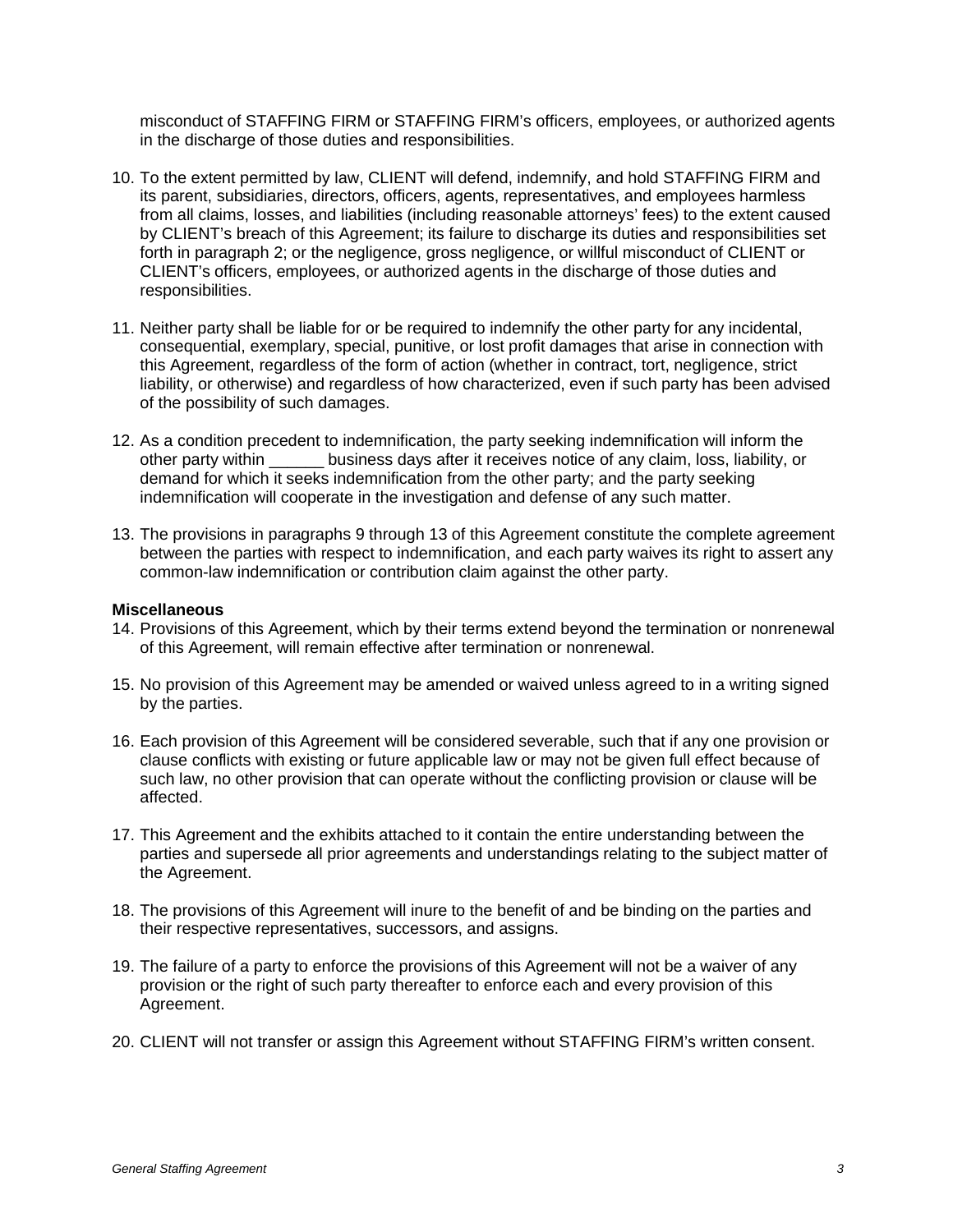misconduct of STAFFING FIRM or STAFFING FIRM's officers, employees, or authorized agents in the discharge of those duties and responsibilities.

10. To the extent permitted by law, CLIENT will defend, indemnify, and hold STAFFING FIRM and its parent, subsidiaries, directors, officers, agents, representatives, and employees harmless from all claims, losses, and liabilities (including reasonable attorneys' fees) to the extent caused by CLIENT's breach of this Agreement; its failure to discharge its duties and responsibilities set forth in paragraph 2; or the negligence, gross negligence, or willful misconduct of CLIENT or CLIENT's officers, employees, or authorized agents in the discharge of those duties and responsibilities.

11. Neither party shall be liable for or be required to indemnify the other party for any incidental, consequential, exemplary, special, punitive, or lost profit damages that arise in connection with this Agreement, regardless of the form of action (whether in contract, tort, negligence, strict liability, or otherwise) and regardless of how characterized, even if such party has been advised of the possibility of such damages.

12. As a condition precedent to indemnification, the party seeking indemnification will inform the other party within ______ business days after it receives notice of any claim, loss, liability, or demand for which it seeks indemnification from the other party; and the party seeking indemnification will cooperate in the investigation and defense of any such matter.

13. The provisions in paragraphs 9 through 13 of this Agreement constitute the complete agreement between the parties with respect to indemnification, and each party waives its right to assert any common-law indemnification or contribution claim against the other party.

**Miscellaneous**

14. Provisions of this Agreement, which by their terms extend beyond the termination or nonrenewal of this Agreement, will remain effective after termination or nonrenewal.

15. No provision of this Agreement may be amended or waived unless agreed to in a writing signed by the parties.

16. Each provision of this Agreement will be considered severable, such that if any one provision or clause conflicts with existing or future applicable law or may not be given full effect because of such law, no other provision that can operate without the conflicting provision or clause will be affected.

17. This Agreement and the exhibits attached to it contain the entire understanding between the parties and supersede all prior agreements and understandings relating to the subject matter of the Agreement.

18. The provisions of this Agreement will inure to the benefit of and be binding on the parties and their respective representatives, successors, and assigns.

19. The failure of a party to enforce the provisions of this Agreement will not be a waiver of any provision or the right of such party thereafter to enforce each and every provision of this Agreement.

20. CLIENT will not transfer or assign this Agreement without STAFFING FIRM's written consent.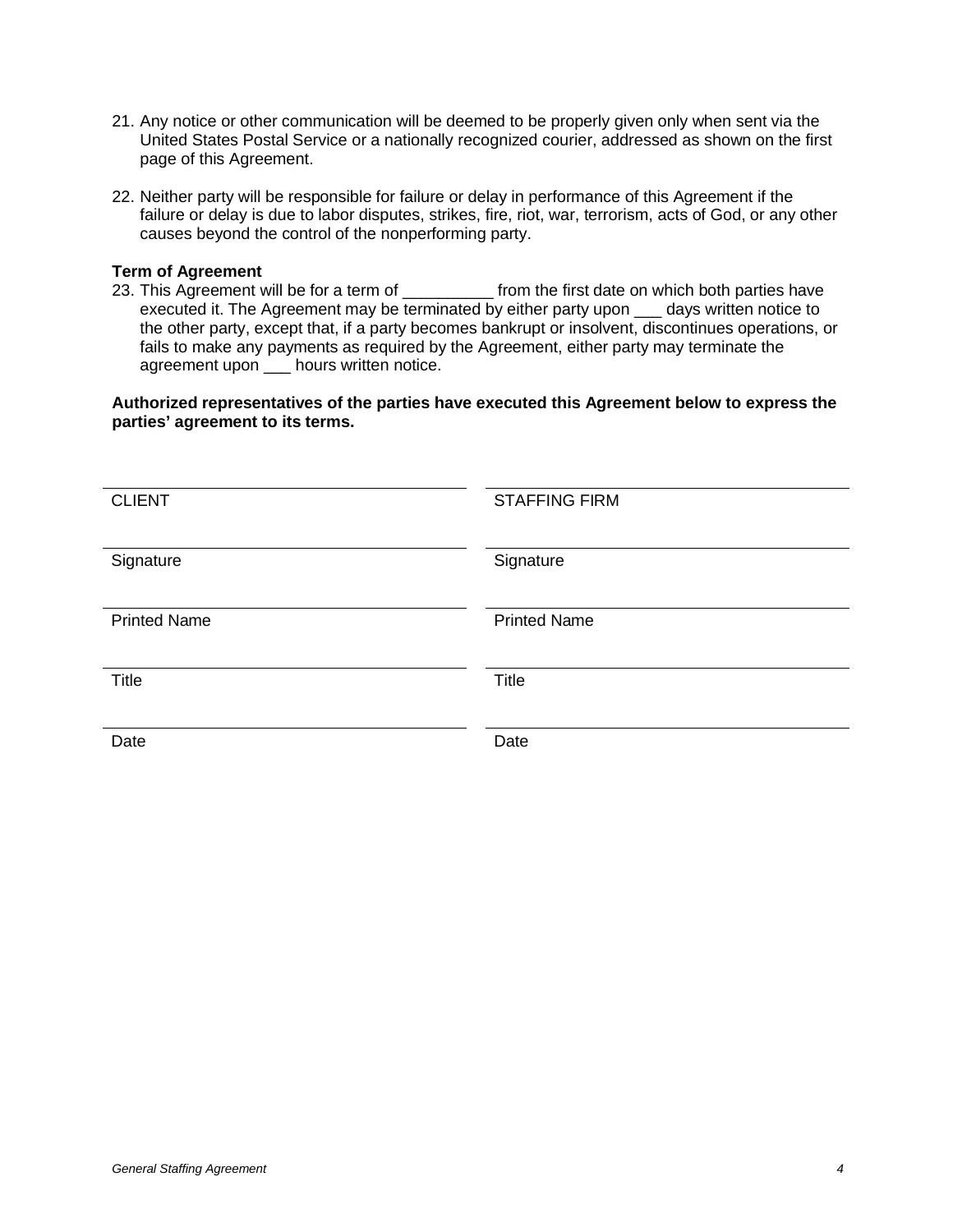21. Any notice or other communication will be deemed to be properly given only when sent via the United States Postal Service or a nationally recognized courier, addressed as shown on the first page of this Agreement.

22. Neither party will be responsible for failure or delay in performance of this Agreement if the failure or delay is due to labor disputes, strikes, fire, riot, war, terrorism, acts of God, or any other causes beyond the control of the nonperforming party.

**Term of Agreement**

23. This Agreement will be for a term of __________ from the first date on which both parties have executed it. The Agreement may be terminated by either party upon ___ days written notice to the other party, except that, if a party becomes bankrupt or insolvent, discontinues operations, or fails to make any payments as required by the Agreement, either party may terminate the agreement upon ___ hours written notice.

**Authorized representatives of the parties have executed this Agreement below to express the parties' agreement to its terms.**

| | |
|---|---|
| CLIENT | STAFFING FIRM |
| Signature | Signature |
| Printed Name | Printed Name |
| Title | Title |
| Date | Date |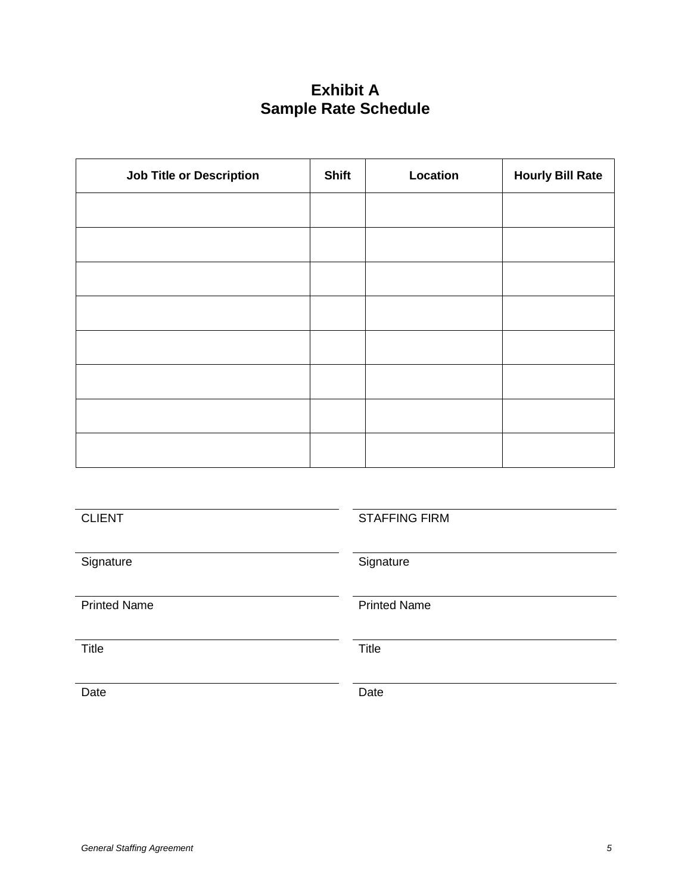# Exhibit A
# Sample Rate Schedule

| Job Title or Description | Shift | Location | Hourly Bill Rate |
| --- | --- | --- | --- |
| | | | |
| | | | |
| | | | |
| | | | |
| | | | |
| | | | |
| | | | |
| | | | |

| CLIENT | STAFFING FIRM |
| --- | --- |
| Signature | Signature |
| Printed Name | Printed Name |
| Title | Title |
| Date | Date |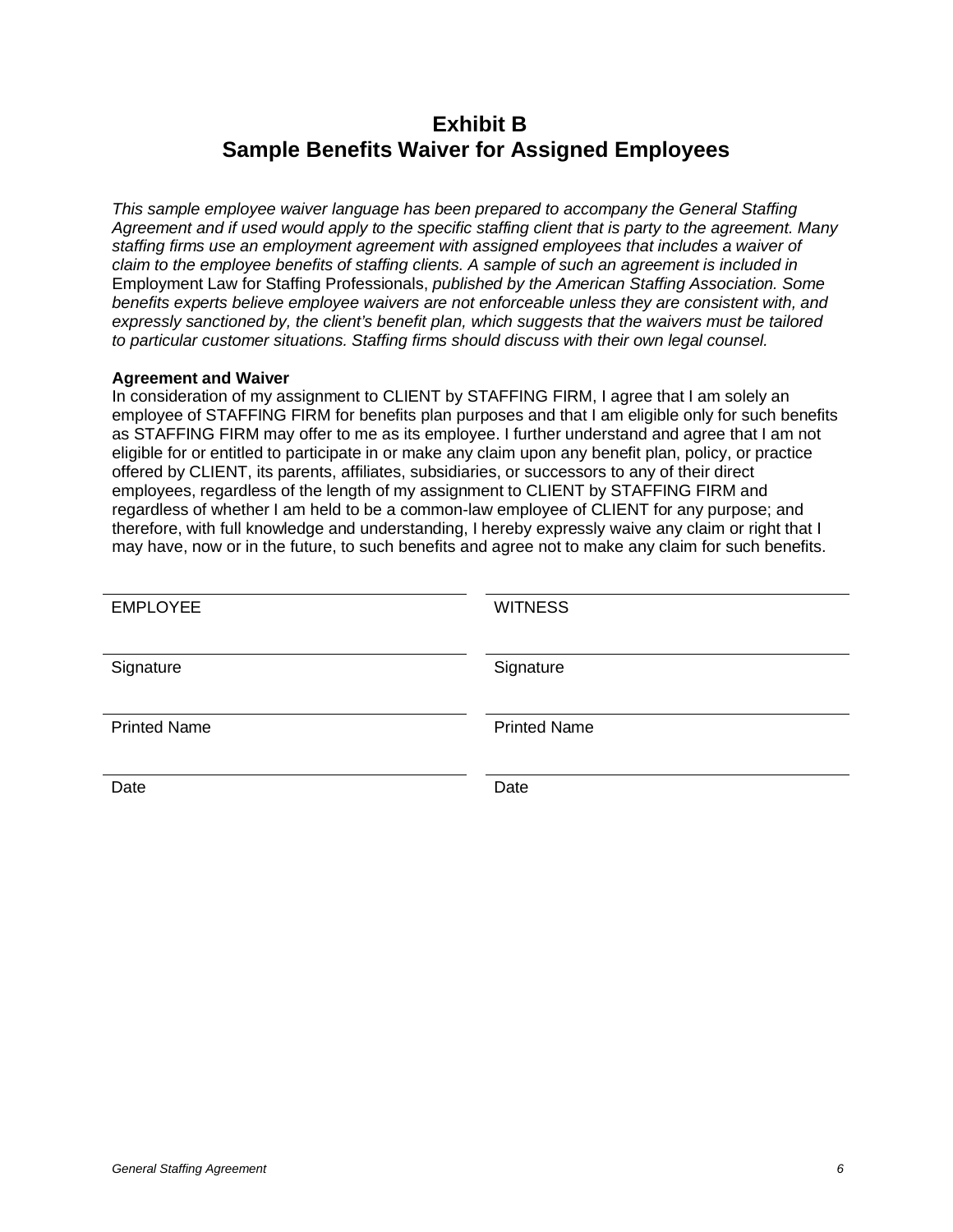# Exhibit B
# Sample Benefits Waiver for Assigned Employees

*This sample employee waiver language has been prepared to accompany the General Staffing Agreement and if used would apply to the specific staffing client that is party to the agreement. Many staffing firms use an employment agreement with assigned employees that includes a waiver of claim to the employee benefits of staffing clients. A sample of such an agreement is included in* Employment Law for Staffing Professionals, *published by the American Staffing Association. Some benefits experts believe employee waivers are not enforceable unless they are consistent with, and expressly sanctioned by, the client's benefit plan, which suggests that the waivers must be tailored to particular customer situations. Staffing firms should discuss with their own legal counsel.*

**Agreement and Waiver**

In consideration of my assignment to CLIENT by STAFFING FIRM, I agree that I am solely an employee of STAFFING FIRM for benefits plan purposes and that I am eligible only for such benefits as STAFFING FIRM may offer to me as its employee. I further understand and agree that I am not eligible for or entitled to participate in or make any claim upon any benefit plan, policy, or practice offered by CLIENT, its parents, affiliates, subsidiaries, or successors to any of their direct employees, regardless of the length of my assignment to CLIENT by STAFFING FIRM and regardless of whether I am held to be a common-law employee of CLIENT for any purpose; and therefore, with full knowledge and understanding, I hereby expressly waive any claim or right that I may have, now or in the future, to such benefits and agree not to make any claim for such benefits.

| | |
|---|---|
| EMPLOYEE | WITNESS |
| Signature | Signature |
| Printed Name | Printed Name |
| Date | Date |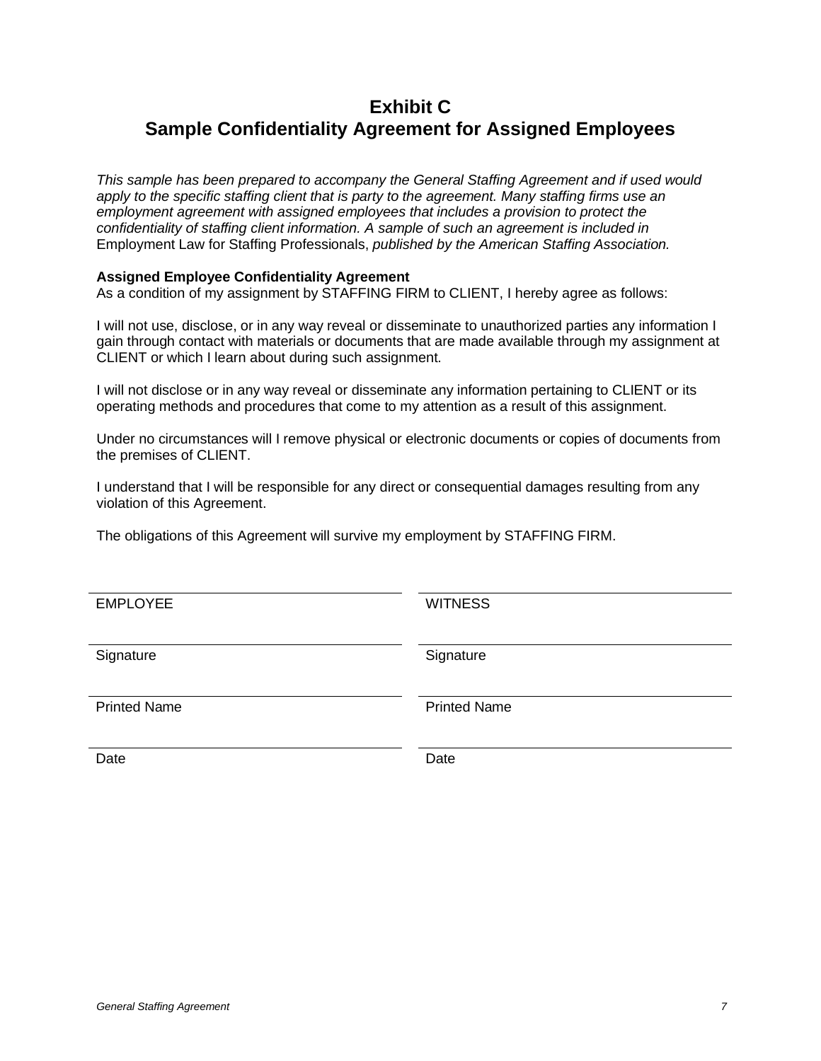# Exhibit C
# Sample Confidentiality Agreement for Assigned Employees

*This sample has been prepared to accompany the General Staffing Agreement and if used would apply to the specific staffing client that is party to the agreement. Many staffing firms use an employment agreement with assigned employees that includes a provision to protect the confidentiality of staffing client information. A sample of such an agreement is included in* Employment Law for Staffing Professionals, *published by the American Staffing Association.*

**Assigned Employee Confidentiality Agreement**

As a condition of my assignment by STAFFING FIRM to CLIENT, I hereby agree as follows:

I will not use, disclose, or in any way reveal or disseminate to unauthorized parties any information I gain through contact with materials or documents that are made available through my assignment at CLIENT or which I learn about during such assignment.

I will not disclose or in any way reveal or disseminate any information pertaining to CLIENT or its operating methods and procedures that come to my attention as a result of this assignment.

Under no circumstances will I remove physical or electronic documents or copies of documents from the premises of CLIENT.

I understand that I will be responsible for any direct or consequential damages resulting from any violation of this Agreement.

The obligations of this Agreement will survive my employment by STAFFING FIRM.

| | |
|---|---|
| EMPLOYEE | WITNESS |
| Signature | Signature |
| Printed Name | Printed Name |
| Date | Date |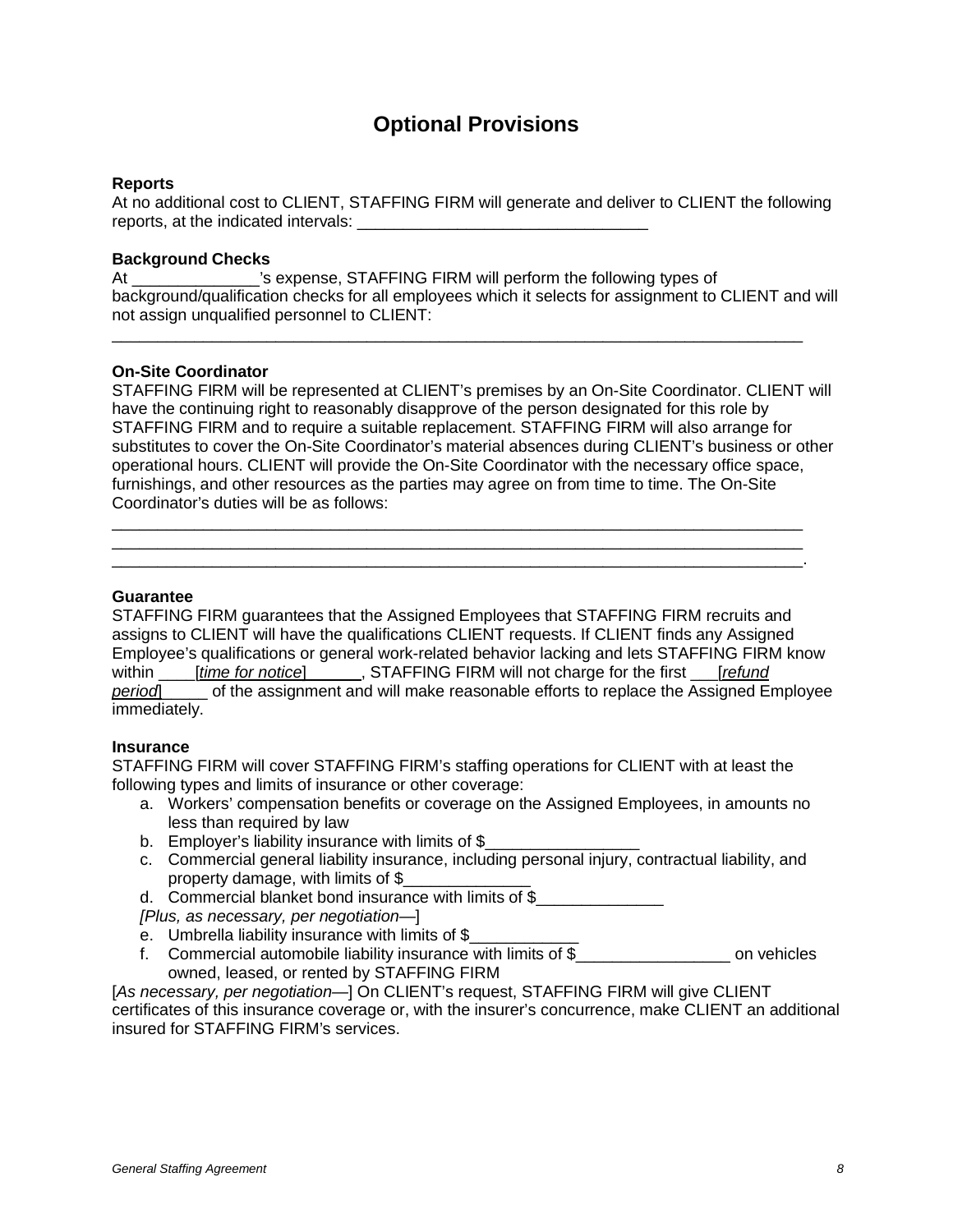# Optional Provisions

**Reports**

At no additional cost to CLIENT, STAFFING FIRM will generate and deliver to CLIENT the following reports, at the indicated intervals: ________________________________

**Background Checks**

At ______________'s expense, STAFFING FIRM will perform the following types of background/qualification checks for all employees which it selects for assignment to CLIENT and will not assign unqualified personnel to CLIENT:

_______________________________________________________________________________

**On-Site Coordinator**

STAFFING FIRM will be represented at CLIENT's premises by an On-Site Coordinator. CLIENT will have the continuing right to reasonably disapprove of the person designated for this role by STAFFING FIRM and to require a suitable replacement. STAFFING FIRM will also arrange for substitutes to cover the On-Site Coordinator's material absences during CLIENT's business or other operational hours. CLIENT will provide the On-Site Coordinator with the necessary office space, furnishings, and other resources as the parties may agree on from time to time. The On-Site Coordinator's duties will be as follows:

_______________________________________________________________________________
_______________________________________________________________________________
_______________________________________________________________________________.

**Guarantee**

STAFFING FIRM guarantees that the Assigned Employees that STAFFING FIRM recruits and assigns to CLIENT will have the qualifications CLIENT requests. If CLIENT finds any Assigned Employee's qualifications or general work-related behavior lacking and lets STAFFING FIRM know within ____[*time for notice*]______, STAFFING FIRM will not charge for the first ___[*refund period*]_____ of the assignment and will make reasonable efforts to replace the Assigned Employee immediately.

**Insurance**

STAFFING FIRM will cover STAFFING FIRM's staffing operations for CLIENT with at least the following types and limits of insurance or other coverage:

a. Workers' compensation benefits or coverage on the Assigned Employees, in amounts no less than required by law
b. Employer's liability insurance with limits of $_________________
c. Commercial general liability insurance, including personal injury, contractual liability, and property damage, with limits of $______________
d. Commercial blanket bond insurance with limits of $______________

*[Plus, as necessary, per negotiation—]*

e. Umbrella liability insurance with limits of $____________
f. Commercial automobile liability insurance with limits of $_________________ on vehicles owned, leased, or rented by STAFFING FIRM

[*As necessary, per negotiation*—] On CLIENT's request, STAFFING FIRM will give CLIENT certificates of this insurance coverage or, with the insurer's concurrence, make CLIENT an additional insured for STAFFING FIRM's services.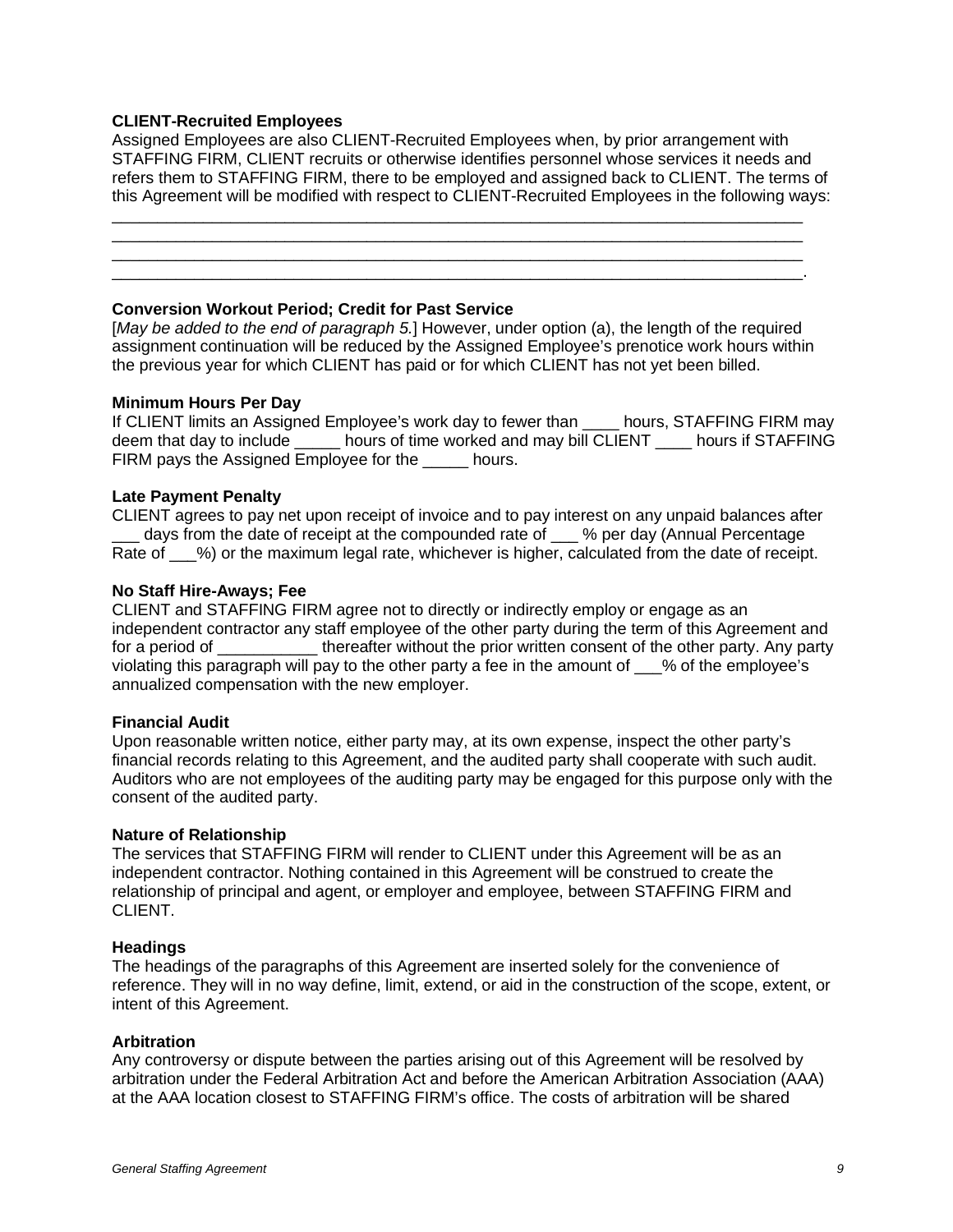**CLIENT-Recruited Employees**

Assigned Employees are also CLIENT-Recruited Employees when, by prior arrangement with STAFFING FIRM, CLIENT recruits or otherwise identifies personnel whose services it needs and refers them to STAFFING FIRM, there to be employed and assigned back to CLIENT. The terms of this Agreement will be modified with respect to CLIENT-Recruited Employees in the following ways:

______________________________________________________________________________
______________________________________________________________________________
______________________________________________________________________________
______________________________________________________________________________.

**Conversion Workout Period; Credit for Past Service**

[*May be added to the end of paragraph 5.*] However, under option (a), the length of the required assignment continuation will be reduced by the Assigned Employee's prenotice work hours within the previous year for which CLIENT has paid or for which CLIENT has not yet been billed.

**Minimum Hours Per Day**

If CLIENT limits an Assigned Employee's work day to fewer than ____ hours, STAFFING FIRM may deem that day to include _____ hours of time worked and may bill CLIENT ____ hours if STAFFING FIRM pays the Assigned Employee for the _____ hours.

**Late Payment Penalty**

CLIENT agrees to pay net upon receipt of invoice and to pay interest on any unpaid balances after ___ days from the date of receipt at the compounded rate of ___ % per day (Annual Percentage Rate of ___%) or the maximum legal rate, whichever is higher, calculated from the date of receipt.

**No Staff Hire-Aways; Fee**

CLIENT and STAFFING FIRM agree not to directly or indirectly employ or engage as an independent contractor any staff employee of the other party during the term of this Agreement and for a period of ___________ thereafter without the prior written consent of the other party. Any party violating this paragraph will pay to the other party a fee in the amount of ___% of the employee's annualized compensation with the new employer.

**Financial Audit**

Upon reasonable written notice, either party may, at its own expense, inspect the other party's financial records relating to this Agreement, and the audited party shall cooperate with such audit. Auditors who are not employees of the auditing party may be engaged for this purpose only with the consent of the audited party.

**Nature of Relationship**

The services that STAFFING FIRM will render to CLIENT under this Agreement will be as an independent contractor. Nothing contained in this Agreement will be construed to create the relationship of principal and agent, or employer and employee, between STAFFING FIRM and CLIENT.

**Headings**

The headings of the paragraphs of this Agreement are inserted solely for the convenience of reference. They will in no way define, limit, extend, or aid in the construction of the scope, extent, or intent of this Agreement.

**Arbitration**

Any controversy or dispute between the parties arising out of this Agreement will be resolved by arbitration under the Federal Arbitration Act and before the American Arbitration Association (AAA) at the AAA location closest to STAFFING FIRM's office. The costs of arbitration will be shared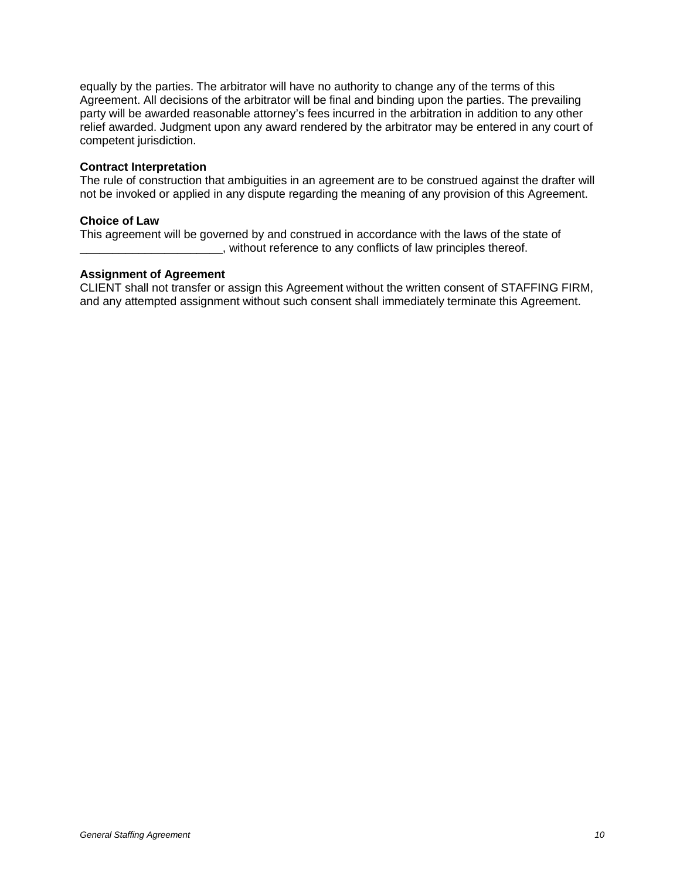equally by the parties. The arbitrator will have no authority to change any of the terms of this Agreement. All decisions of the arbitrator will be final and binding upon the parties. The prevailing party will be awarded reasonable attorney's fees incurred in the arbitration in addition to any other relief awarded. Judgment upon any award rendered by the arbitrator may be entered in any court of competent jurisdiction.

**Contract Interpretation**
The rule of construction that ambiguities in an agreement are to be construed against the drafter will not be invoked or applied in any dispute regarding the meaning of any provision of this Agreement.

**Choice of Law**
This agreement will be governed by and construed in accordance with the laws of the state of ______________________, without reference to any conflicts of law principles thereof.

**Assignment of Agreement**
CLIENT shall not transfer or assign this Agreement without the written consent of STAFFING FIRM, and any attempted assignment without such consent shall immediately terminate this Agreement.